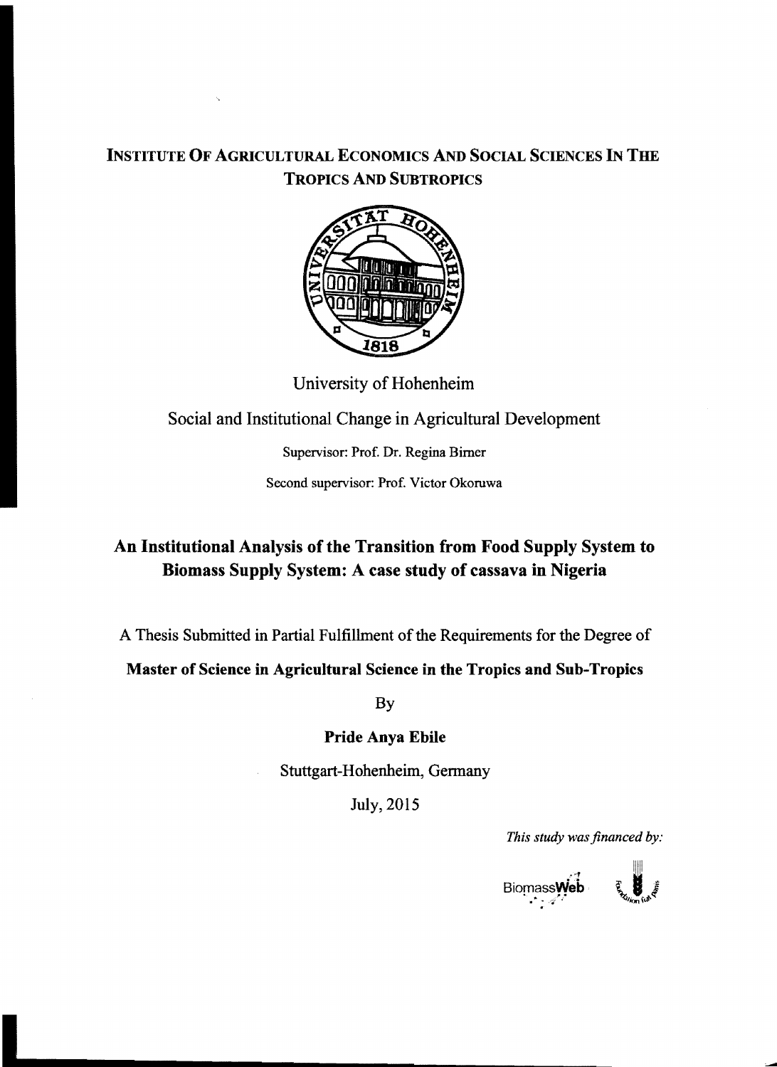**INSTITUTE OF AGRICULTURAL ECONOMICS AND SOCIAL SCIENCES IN THE TROPICS AND SUBTROPICS**

University of Hohenheim

Social and Institutional Change in Agricultural Development

Supervisor: Prof. Dr. Regina Birner

Second supervisor: Prof. Victor Okoruwa

# An Institutional Analysis of the Transition from Food Supply System to Biomass Supply System: A case study of cassava in Nigeria

A Thesis Submitted in Partial Fulfillment of the Requirements for the Degree of

**Master of Science in Agricultural Science in the Tropics and Sub-Tropics**

By

**Pride Anya Ebile**

Stuttgart-Hohenheim, Germany

July, 2015

*This study was financed by:*

BiomassWeb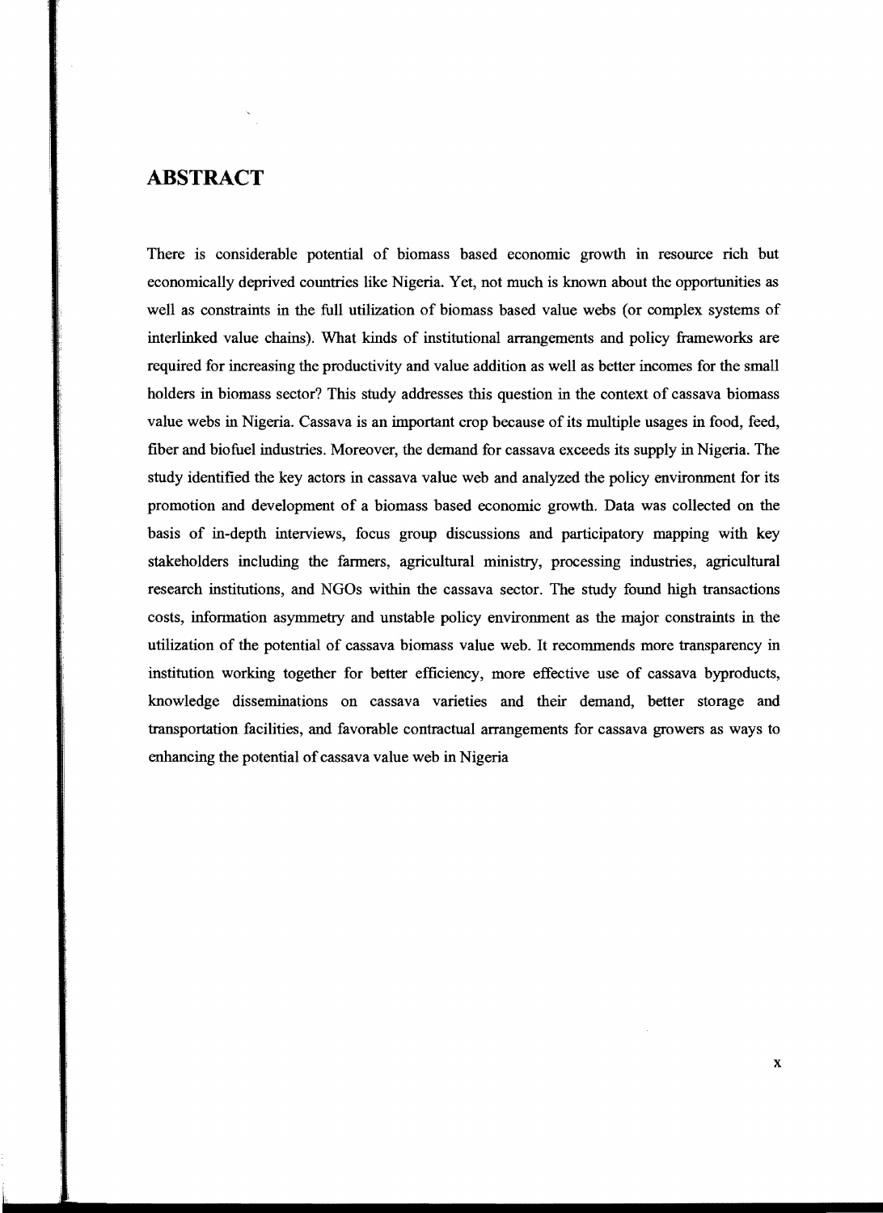## ABSTRACT

There is considerable potential of biomass based economic growth in resource rich but economically deprived countries like Nigeria. Yet, not much is known about the opportunities as well as constraints in the full utilization of biomass based value webs (or complex systems of interlinked value chains). What kinds of institutional arrangements and policy frameworks are required for increasing the productivity and value addition as well as better incomes for the small holders in biomass sector? This study addresses this question in the context of cassava biomass value webs in Nigeria. Cassava is an important crop because of its multiple usages in food, feed, fiber and biofuel industries. Moreover, the demand for cassava exceeds its supply in Nigeria. The study identified the key actors in cassava value web and analyzed the policy environment for its promotion and development of a biomass based economic growth. Data was collected on the basis of in-depth interviews, focus group discussions and participatory mapping with key stakeholders including the farmers, agricultural ministry, processing industries, agricultural research institutions, and NGOs within the cassava sector. The study found high transactions costs, information asymmetry and unstable policy environment as the major constraints in the utilization of the potential of cassava biomass value web. It recommends more transparency in institution working together for better efficiency, more effective use of cassava byproducts, knowledge disseminations on cassava varieties and their demand, better storage and transportation facilities, and favorable contractual arrangements for cassava growers as ways to enhancing the potential of cassava value web in Nigeria